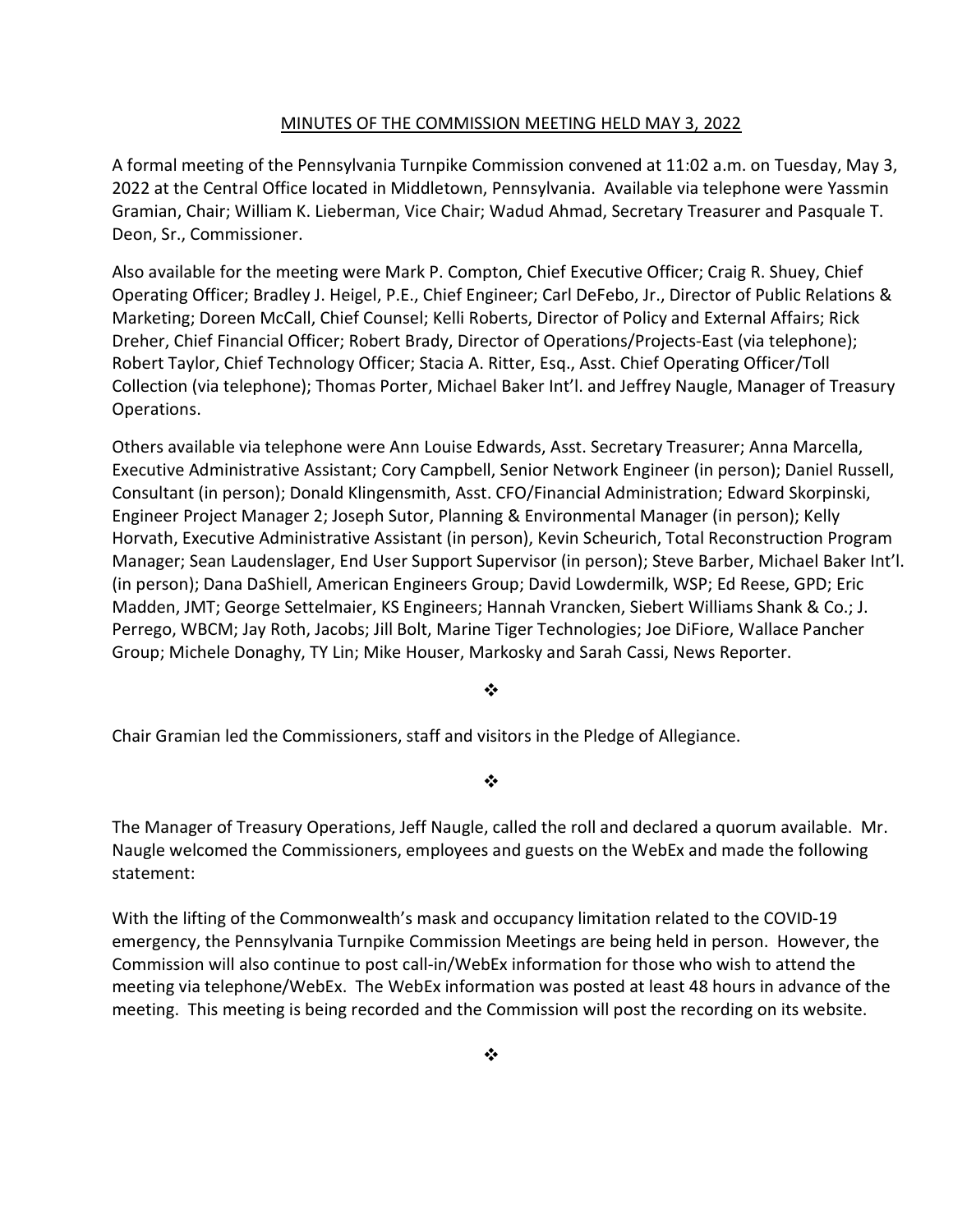# MINUTES OF THE COMMISSION MEETING HELD MAY 3, 2022

A formal meeting of the Pennsylvania Turnpike Commission convened at 11:02 a.m. on Tuesday, May 3, 2022 at the Central Office located in Middletown, Pennsylvania. Available via telephone were Yassmin Gramian, Chair; William K. Lieberman, Vice Chair; Wadud Ahmad, Secretary Treasurer and Pasquale T. Deon, Sr., Commissioner.

Also available for the meeting were Mark P. Compton, Chief Executive Officer; Craig R. Shuey, Chief Operating Officer; Bradley J. Heigel, P.E., Chief Engineer; Carl DeFebo, Jr., Director of Public Relations & Marketing; Doreen McCall, Chief Counsel; Kelli Roberts, Director of Policy and External Affairs; Rick Dreher, Chief Financial Officer; Robert Brady, Director of Operations/Projects-East (via telephone); Robert Taylor, Chief Technology Officer; Stacia A. Ritter, Esq., Asst. Chief Operating Officer/Toll Collection (via telephone); Thomas Porter, Michael Baker Int'l. and Jeffrey Naugle, Manager of Treasury Operations.

Others available via telephone were Ann Louise Edwards, Asst. Secretary Treasurer; Anna Marcella, Executive Administrative Assistant; Cory Campbell, Senior Network Engineer (in person); Daniel Russell, Consultant (in person); Donald Klingensmith, Asst. CFO/Financial Administration; Edward Skorpinski, Engineer Project Manager 2; Joseph Sutor, Planning & Environmental Manager (in person); Kelly Horvath, Executive Administrative Assistant (in person), Kevin Scheurich, Total Reconstruction Program Manager; Sean Laudenslager, End User Support Supervisor (in person); Steve Barber, Michael Baker Int'l. (in person); Dana DaShiell, American Engineers Group; David Lowdermilk, WSP; Ed Reese, GPD; Eric Madden, JMT; George Settelmaier, KS Engineers; Hannah Vrancken, Siebert Williams Shank & Co.; J. Perrego, WBCM; Jay Roth, Jacobs; Jill Bolt, Marine Tiger Technologies; Joe DiFiore, Wallace Pancher Group; Michele Donaghy, TY Lin; Mike Houser, Markosky and Sarah Cassi, News Reporter.

❖

Chair Gramian led the Commissioners, staff and visitors in the Pledge of Allegiance.

❖

The Manager of Treasury Operations, Jeff Naugle, called the roll and declared a quorum available. Mr. Naugle welcomed the Commissioners, employees and guests on the WebEx and made the following statement:

With the lifting of the Commonwealth's mask and occupancy limitation related to the COVID-19 emergency, the Pennsylvania Turnpike Commission Meetings are being held in person. However, the Commission will also continue to post call-in/WebEx information for those who wish to attend the meeting via telephone/WebEx. The WebEx information was posted at least 48 hours in advance of the meeting. This meeting is being recorded and the Commission will post the recording on its website.

❖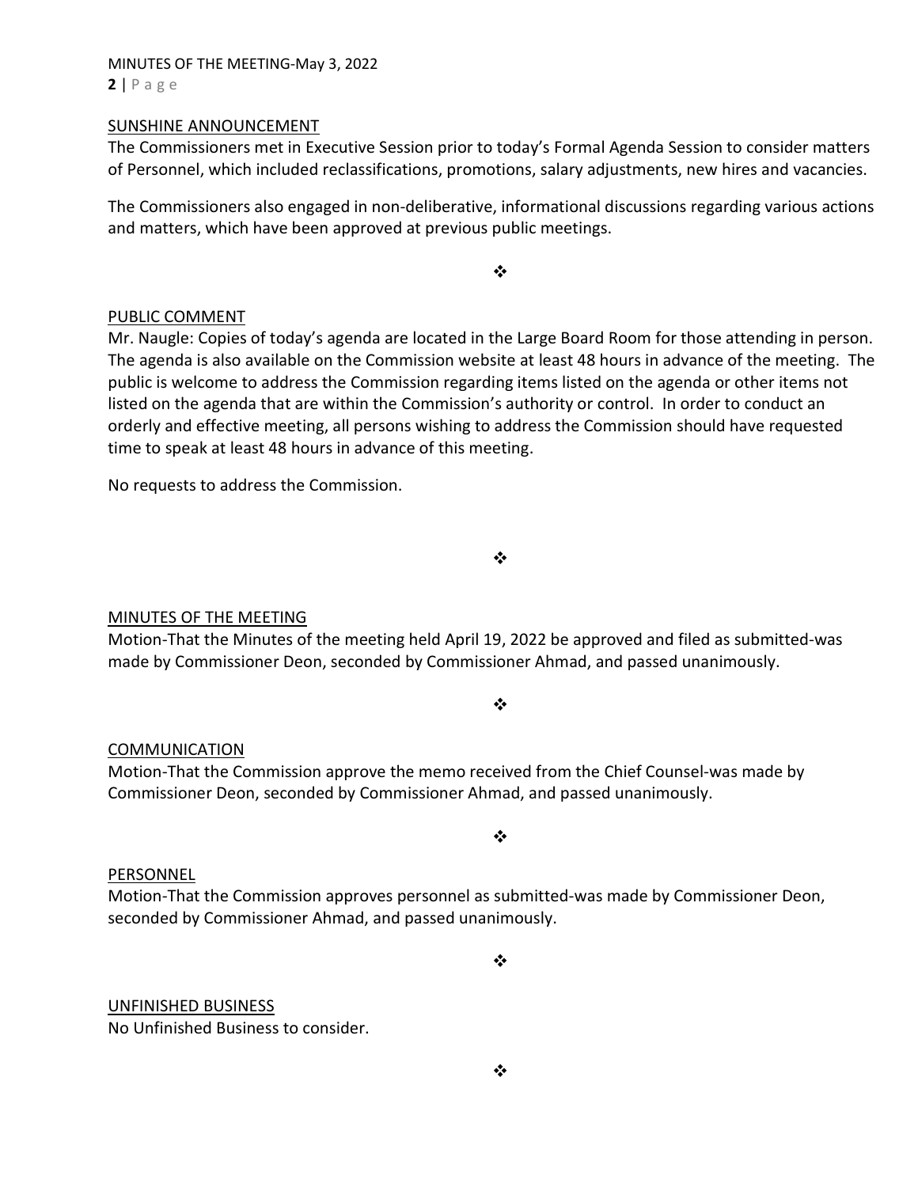## SUNSHINE ANNOUNCEMENT

The Commissioners met in Executive Session prior to today's Formal Agenda Session to consider matters of Personnel, which included reclassifications, promotions, salary adjustments, new hires and vacancies.

The Commissioners also engaged in non-deliberative, informational discussions regarding various actions and matters, which have been approved at previous public meetings.

❖

## PUBLIC COMMENT

Mr. Naugle: Copies of today's agenda are located in the Large Board Room for those attending in person. The agenda is also available on the Commission website at least 48 hours in advance of the meeting. The public is welcome to address the Commission regarding items listed on the agenda or other items not listed on the agenda that are within the Commission's authority or control. In order to conduct an orderly and effective meeting, all persons wishing to address the Commission should have requested time to speak at least 48 hours in advance of this meeting.

No requests to address the Commission.

❖

## MINUTES OF THE MEETING

Motion-That the Minutes of the meeting held April 19, 2022 be approved and filed as submitted-was made by Commissioner Deon, seconded by Commissioner Ahmad, and passed unanimously.

❖

## COMMUNICATION

Motion-That the Commission approve the memo received from the Chief Counsel-was made by Commissioner Deon, seconded by Commissioner Ahmad, and passed unanimously.

❖

## PERSONNEL

Motion-That the Commission approves personnel as submitted-was made by Commissioner Deon, seconded by Commissioner Ahmad, and passed unanimously.

❖

## UNFINISHED BUSINESS

No Unfinished Business to consider.

❖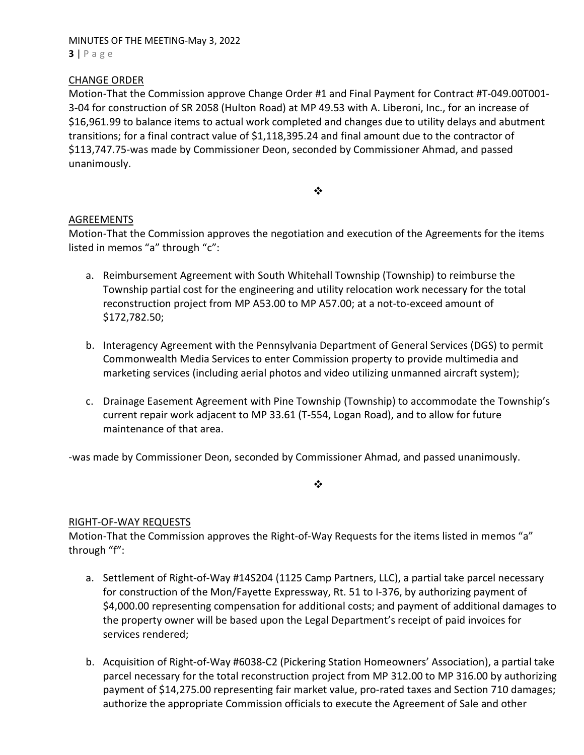## CHANGE ORDER

Motion-That the Commission approve Change Order #1 and Final Payment for Contract #T-049.00T001-3-04 for construction of SR 2058 (Hulton Road) at MP 49.53 with A. Liberoni, Inc., for an increase of $16,961.99 to balance items to actual work completed and changes due to utility delays and abutment transitions; for a final contract value of $1,118,395.24 and final amount due to the contractor of $113,747.75-was made by Commissioner Deon, seconded by Commissioner Ahmad, and passed unanimously.

❖

## AGREEMENTS

Motion-That the Commission approves the negotiation and execution of the Agreements for the items listed in memos "a" through "c":

a. Reimbursement Agreement with South Whitehall Township (Township) to reimburse the Township partial cost for the engineering and utility relocation work necessary for the total reconstruction project from MP A53.00 to MP A57.00; at a not-to-exceed amount of $172,782.50;

b. Interagency Agreement with the Pennsylvania Department of General Services (DGS) to permit Commonwealth Media Services to enter Commission property to provide multimedia and marketing services (including aerial photos and video utilizing unmanned aircraft system);

c. Drainage Easement Agreement with Pine Township (Township) to accommodate the Township's current repair work adjacent to MP 33.61 (T-554, Logan Road), and to allow for future maintenance of that area.

-was made by Commissioner Deon, seconded by Commissioner Ahmad, and passed unanimously.

❖

## RIGHT-OF-WAY REQUESTS

Motion-That the Commission approves the Right-of-Way Requests for the items listed in memos "a" through "f":

a. Settlement of Right-of-Way #14S204 (1125 Camp Partners, LLC), a partial take parcel necessary for construction of the Mon/Fayette Expressway, Rt. 51 to I-376, by authorizing payment of $4,000.00 representing compensation for additional costs; and payment of additional damages to the property owner will be based upon the Legal Department's receipt of paid invoices for services rendered;

b. Acquisition of Right-of-Way #6038-C2 (Pickering Station Homeowners' Association), a partial take parcel necessary for the total reconstruction project from MP 312.00 to MP 316.00 by authorizing payment of $14,275.00 representing fair market value, pro-rated taxes and Section 710 damages; authorize the appropriate Commission officials to execute the Agreement of Sale and other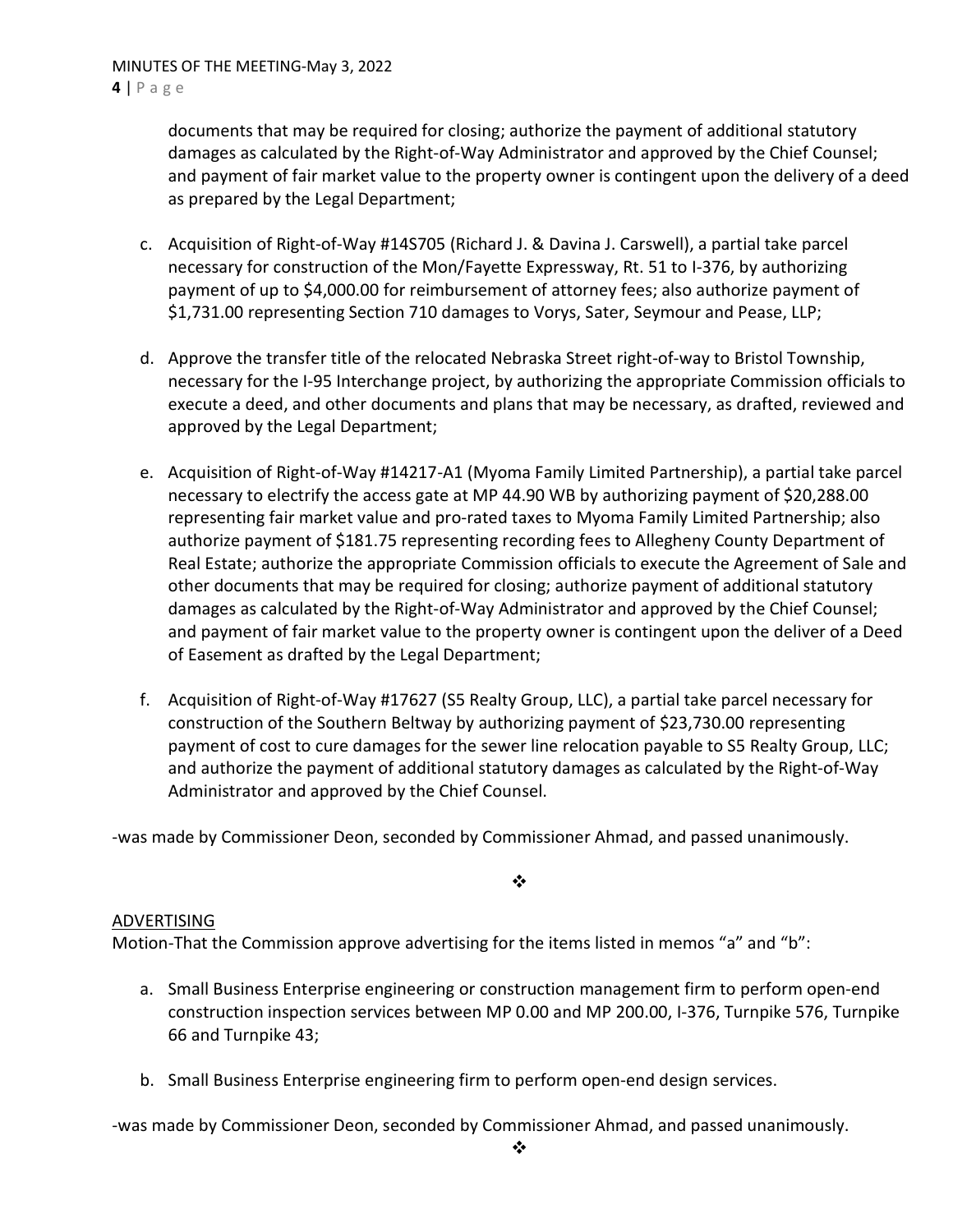documents that may be required for closing; authorize the payment of additional statutory damages as calculated by the Right-of-Way Administrator and approved by the Chief Counsel; and payment of fair market value to the property owner is contingent upon the delivery of a deed as prepared by the Legal Department;

c. Acquisition of Right-of-Way #14S705 (Richard J. & Davina J. Carswell), a partial take parcel necessary for construction of the Mon/Fayette Expressway, Rt. 51 to I-376, by authorizing payment of up to $4,000.00 for reimbursement of attorney fees; also authorize payment of $1,731.00 representing Section 710 damages to Vorys, Sater, Seymour and Pease, LLP;

d. Approve the transfer title of the relocated Nebraska Street right-of-way to Bristol Township, necessary for the I-95 Interchange project, by authorizing the appropriate Commission officials to execute a deed, and other documents and plans that may be necessary, as drafted, reviewed and approved by the Legal Department;

e. Acquisition of Right-of-Way #14217-A1 (Myoma Family Limited Partnership), a partial take parcel necessary to electrify the access gate at MP 44.90 WB by authorizing payment of $20,288.00 representing fair market value and pro-rated taxes to Myoma Family Limited Partnership; also authorize payment of $181.75 representing recording fees to Allegheny County Department of Real Estate; authorize the appropriate Commission officials to execute the Agreement of Sale and other documents that may be required for closing; authorize payment of additional statutory damages as calculated by the Right-of-Way Administrator and approved by the Chief Counsel; and payment of fair market value to the property owner is contingent upon the deliver of a Deed of Easement as drafted by the Legal Department;

f. Acquisition of Right-of-Way #17627 (S5 Realty Group, LLC), a partial take parcel necessary for construction of the Southern Beltway by authorizing payment of $23,730.00 representing payment of cost to cure damages for the sewer line relocation payable to S5 Realty Group, LLC; and authorize the payment of additional statutory damages as calculated by the Right-of-Way Administrator and approved by the Chief Counsel.

-was made by Commissioner Deon, seconded by Commissioner Ahmad, and passed unanimously.

❖

ADVERTISING

Motion-That the Commission approve advertising for the items listed in memos "a" and "b":

a. Small Business Enterprise engineering or construction management firm to perform open-end construction inspection services between MP 0.00 and MP 200.00, I-376, Turnpike 576, Turnpike 66 and Turnpike 43;

b. Small Business Enterprise engineering firm to perform open-end design services.

-was made by Commissioner Deon, seconded by Commissioner Ahmad, and passed unanimously.

❖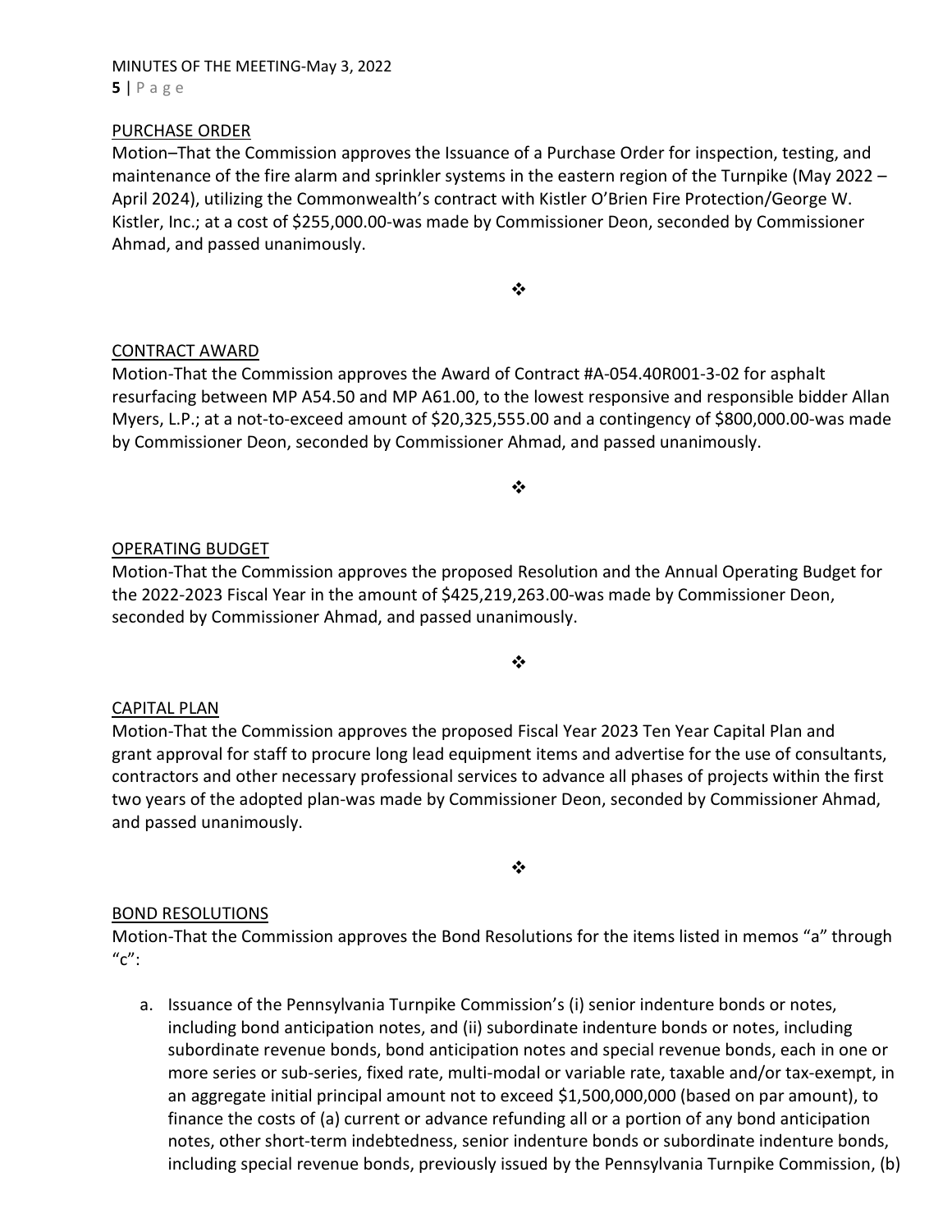PURCHASE ORDER

Motion–That the Commission approves the Issuance of a Purchase Order for inspection, testing, and maintenance of the fire alarm and sprinkler systems in the eastern region of the Turnpike (May 2022 – April 2024), utilizing the Commonwealth's contract with Kistler O'Brien Fire Protection/George W. Kistler, Inc.; at a cost of $255,000.00-was made by Commissioner Deon, seconded by Commissioner Ahmad, and passed unanimously.

❖

CONTRACT AWARD

Motion-That the Commission approves the Award of Contract #A-054.40R001-3-02 for asphalt resurfacing between MP A54.50 and MP A61.00, to the lowest responsive and responsible bidder Allan Myers, L.P.; at a not-to-exceed amount of $20,325,555.00 and a contingency of $800,000.00-was made by Commissioner Deon, seconded by Commissioner Ahmad, and passed unanimously.

❖

OPERATING BUDGET

Motion-That the Commission approves the proposed Resolution and the Annual Operating Budget for the 2022-2023 Fiscal Year in the amount of $425,219,263.00-was made by Commissioner Deon, seconded by Commissioner Ahmad, and passed unanimously.

❖

CAPITAL PLAN

Motion-That the Commission approves the proposed Fiscal Year 2023 Ten Year Capital Plan and grant approval for staff to procure long lead equipment items and advertise for the use of consultants, contractors and other necessary professional services to advance all phases of projects within the first two years of the adopted plan-was made by Commissioner Deon, seconded by Commissioner Ahmad, and passed unanimously.

❖

BOND RESOLUTIONS

Motion-That the Commission approves the Bond Resolutions for the items listed in memos "a" through "c":

a. Issuance of the Pennsylvania Turnpike Commission's (i) senior indenture bonds or notes, including bond anticipation notes, and (ii) subordinate indenture bonds or notes, including subordinate revenue bonds, bond anticipation notes and special revenue bonds, each in one or more series or sub-series, fixed rate, multi-modal or variable rate, taxable and/or tax-exempt, in an aggregate initial principal amount not to exceed $1,500,000,000 (based on par amount), to finance the costs of (a) current or advance refunding all or a portion of any bond anticipation notes, other short-term indebtedness, senior indenture bonds or subordinate indenture bonds, including special revenue bonds, previously issued by the Pennsylvania Turnpike Commission, (b)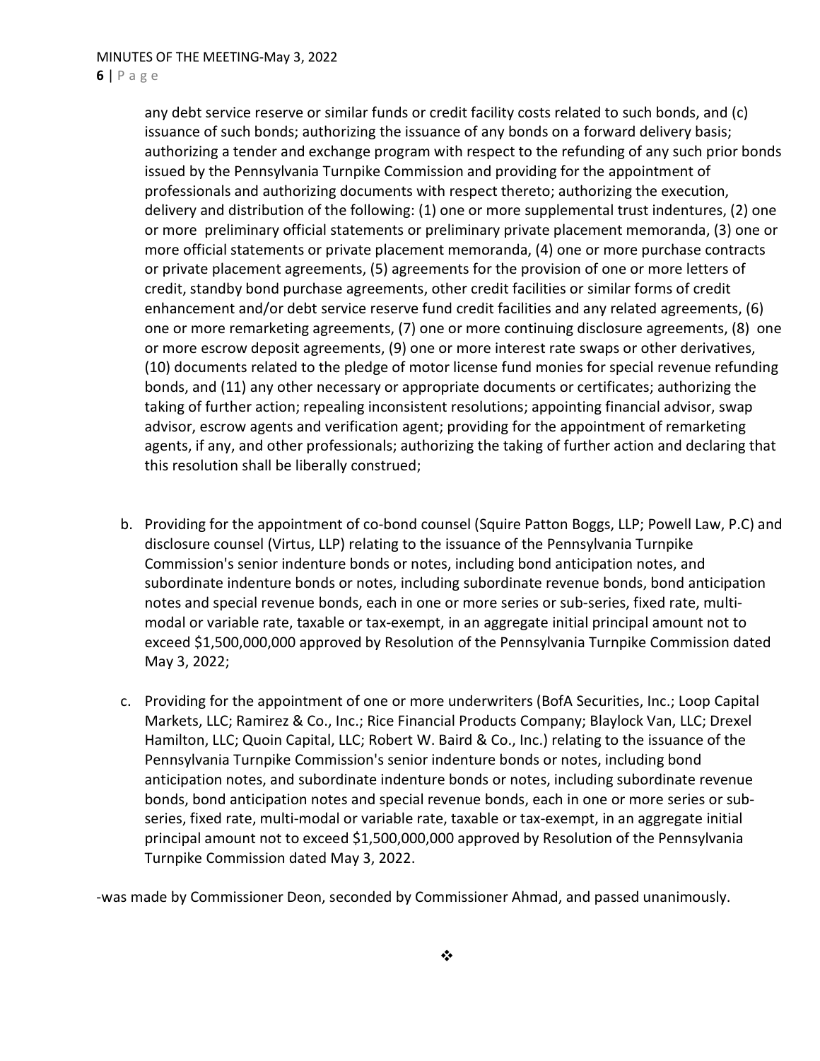any debt service reserve or similar funds or credit facility costs related to such bonds, and (c) issuance of such bonds; authorizing the issuance of any bonds on a forward delivery basis; authorizing a tender and exchange program with respect to the refunding of any such prior bonds issued by the Pennsylvania Turnpike Commission and providing for the appointment of professionals and authorizing documents with respect thereto; authorizing the execution, delivery and distribution of the following: (1) one or more supplemental trust indentures, (2) one or more preliminary official statements or preliminary private placement memoranda, (3) one or more official statements or private placement memoranda, (4) one or more purchase contracts or private placement agreements, (5) agreements for the provision of one or more letters of credit, standby bond purchase agreements, other credit facilities or similar forms of credit enhancement and/or debt service reserve fund credit facilities and any related agreements, (6) one or more remarketing agreements, (7) one or more continuing disclosure agreements, (8) one or more escrow deposit agreements, (9) one or more interest rate swaps or other derivatives, (10) documents related to the pledge of motor license fund monies for special revenue refunding bonds, and (11) any other necessary or appropriate documents or certificates; authorizing the taking of further action; repealing inconsistent resolutions; appointing financial advisor, swap advisor, escrow agents and verification agent; providing for the appointment of remarketing agents, if any, and other professionals; authorizing the taking of further action and declaring that this resolution shall be liberally construed;

b. Providing for the appointment of co-bond counsel (Squire Patton Boggs, LLP; Powell Law, P.C) and disclosure counsel (Virtus, LLP) relating to the issuance of the Pennsylvania Turnpike Commission's senior indenture bonds or notes, including bond anticipation notes, and subordinate indenture bonds or notes, including subordinate revenue bonds, bond anticipation notes and special revenue bonds, each in one or more series or sub-series, fixed rate, multi-modal or variable rate, taxable or tax-exempt, in an aggregate initial principal amount not to exceed $1,500,000,000 approved by Resolution of the Pennsylvania Turnpike Commission dated May 3, 2022;

c. Providing for the appointment of one or more underwriters (BofA Securities, Inc.; Loop Capital Markets, LLC; Ramirez & Co., Inc.; Rice Financial Products Company; Blaylock Van, LLC; Drexel Hamilton, LLC; Quoin Capital, LLC; Robert W. Baird & Co., Inc.) relating to the issuance of the Pennsylvania Turnpike Commission's senior indenture bonds or notes, including bond anticipation notes, and subordinate indenture bonds or notes, including subordinate revenue bonds, bond anticipation notes and special revenue bonds, each in one or more series or sub-series, fixed rate, multi-modal or variable rate, taxable or tax-exempt, in an aggregate initial principal amount not to exceed $1,500,000,000 approved by Resolution of the Pennsylvania Turnpike Commission dated May 3, 2022.

-was made by Commissioner Deon, seconded by Commissioner Ahmad, and passed unanimously.

❖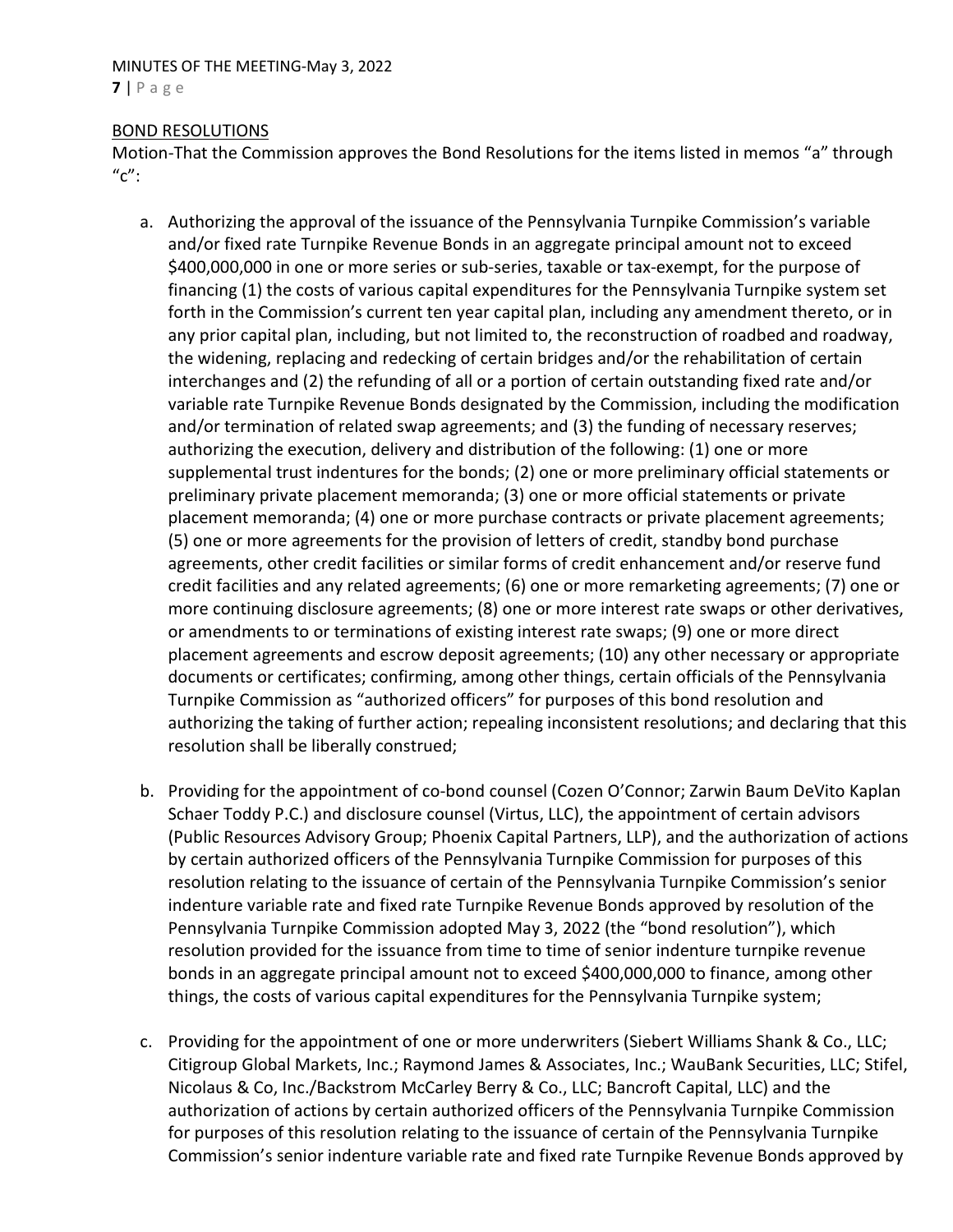BOND RESOLUTIONS

Motion-That the Commission approves the Bond Resolutions for the items listed in memos "a" through "c":

a. Authorizing the approval of the issuance of the Pennsylvania Turnpike Commission's variable and/or fixed rate Turnpike Revenue Bonds in an aggregate principal amount not to exceed $400,000,000 in one or more series or sub-series, taxable or tax-exempt, for the purpose of financing (1) the costs of various capital expenditures for the Pennsylvania Turnpike system set forth in the Commission's current ten year capital plan, including any amendment thereto, or in any prior capital plan, including, but not limited to, the reconstruction of roadbed and roadway, the widening, replacing and redecking of certain bridges and/or the rehabilitation of certain interchanges and (2) the refunding of all or a portion of certain outstanding fixed rate and/or variable rate Turnpike Revenue Bonds designated by the Commission, including the modification and/or termination of related swap agreements; and (3) the funding of necessary reserves; authorizing the execution, delivery and distribution of the following: (1) one or more supplemental trust indentures for the bonds; (2) one or more preliminary official statements or preliminary private placement memoranda; (3) one or more official statements or private placement memoranda; (4) one or more purchase contracts or private placement agreements; (5) one or more agreements for the provision of letters of credit, standby bond purchase agreements, other credit facilities or similar forms of credit enhancement and/or reserve fund credit facilities and any related agreements; (6) one or more remarketing agreements; (7) one or more continuing disclosure agreements; (8) one or more interest rate swaps or other derivatives, or amendments to or terminations of existing interest rate swaps; (9) one or more direct placement agreements and escrow deposit agreements; (10) any other necessary or appropriate documents or certificates; confirming, among other things, certain officials of the Pennsylvania Turnpike Commission as "authorized officers" for purposes of this bond resolution and authorizing the taking of further action; repealing inconsistent resolutions; and declaring that this resolution shall be liberally construed;

b. Providing for the appointment of co-bond counsel (Cozen O'Connor; Zarwin Baum DeVito Kaplan Schaer Toddy P.C.) and disclosure counsel (Virtus, LLC), the appointment of certain advisors (Public Resources Advisory Group; Phoenix Capital Partners, LLP), and the authorization of actions by certain authorized officers of the Pennsylvania Turnpike Commission for purposes of this resolution relating to the issuance of certain of the Pennsylvania Turnpike Commission's senior indenture variable rate and fixed rate Turnpike Revenue Bonds approved by resolution of the Pennsylvania Turnpike Commission adopted May 3, 2022 (the "bond resolution"), which resolution provided for the issuance from time to time of senior indenture turnpike revenue bonds in an aggregate principal amount not to exceed $400,000,000 to finance, among other things, the costs of various capital expenditures for the Pennsylvania Turnpike system;

c. Providing for the appointment of one or more underwriters (Siebert Williams Shank & Co., LLC; Citigroup Global Markets, Inc.; Raymond James & Associates, Inc.; WauBank Securities, LLC; Stifel, Nicolaus & Co, Inc./Backstrom McCarley Berry & Co., LLC; Bancroft Capital, LLC) and the authorization of actions by certain authorized officers of the Pennsylvania Turnpike Commission for purposes of this resolution relating to the issuance of certain of the Pennsylvania Turnpike Commission's senior indenture variable rate and fixed rate Turnpike Revenue Bonds approved by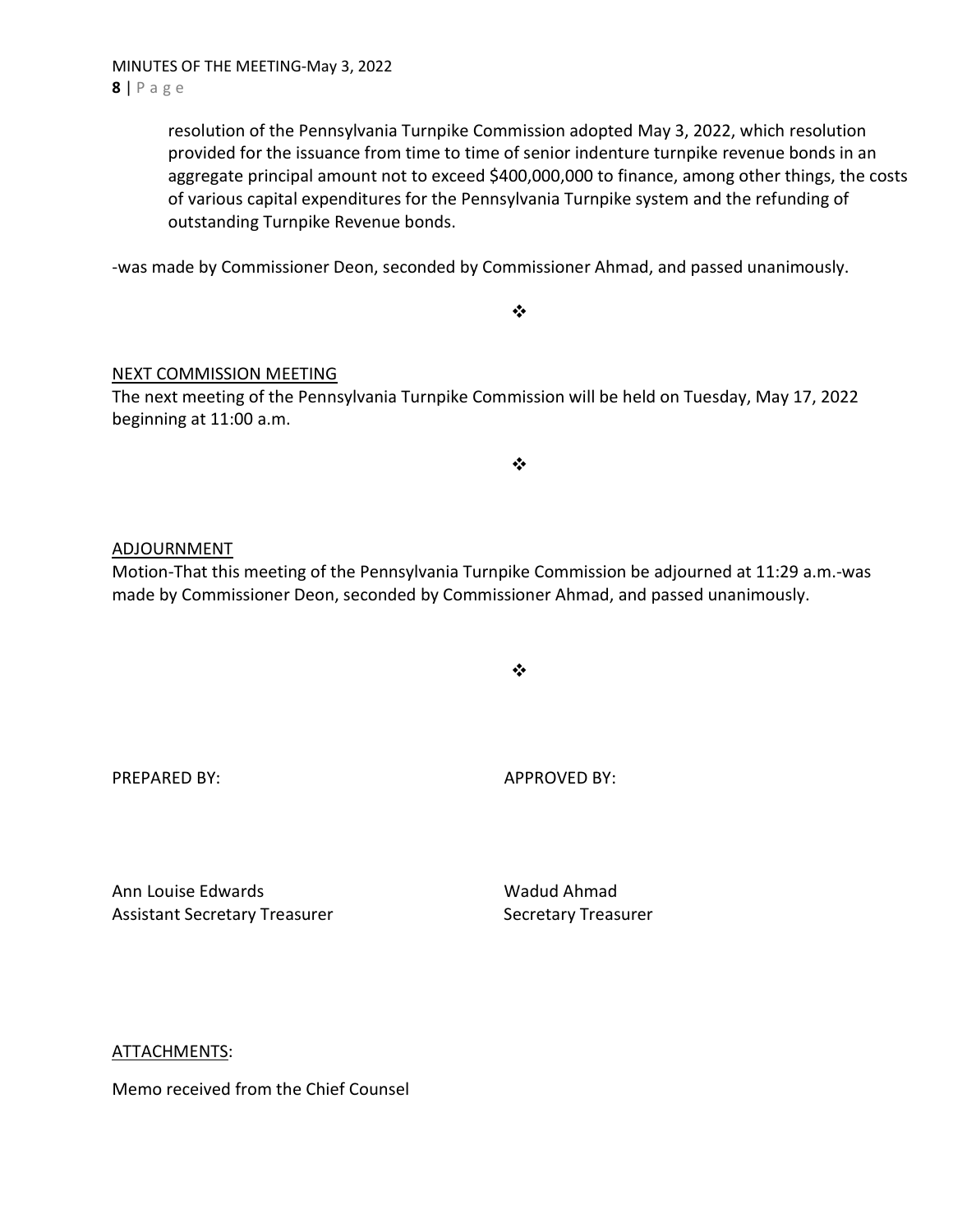resolution of the Pennsylvania Turnpike Commission adopted May 3, 2022, which resolution provided for the issuance from time to time of senior indenture turnpike revenue bonds in an aggregate principal amount not to exceed $400,000,000 to finance, among other things, the costs of various capital expenditures for the Pennsylvania Turnpike system and the refunding of outstanding Turnpike Revenue bonds.

-was made by Commissioner Deon, seconded by Commissioner Ahmad, and passed unanimously.

❖

NEXT COMMISSION MEETING

The next meeting of the Pennsylvania Turnpike Commission will be held on Tuesday, May 17, 2022 beginning at 11:00 a.m.

❖

ADJOURNMENT

Motion-That this meeting of the Pennsylvania Turnpike Commission be adjourned at 11:29 a.m.-was made by Commissioner Deon, seconded by Commissioner Ahmad, and passed unanimously.

❖

| | |
|---|---|
| PREPARED BY: | APPROVED BY: |
| Ann Louise Edwards<br>Assistant Secretary Treasurer | Wadud Ahmad<br>Secretary Treasurer |

ATTACHMENTS:

Memo received from the Chief Counsel